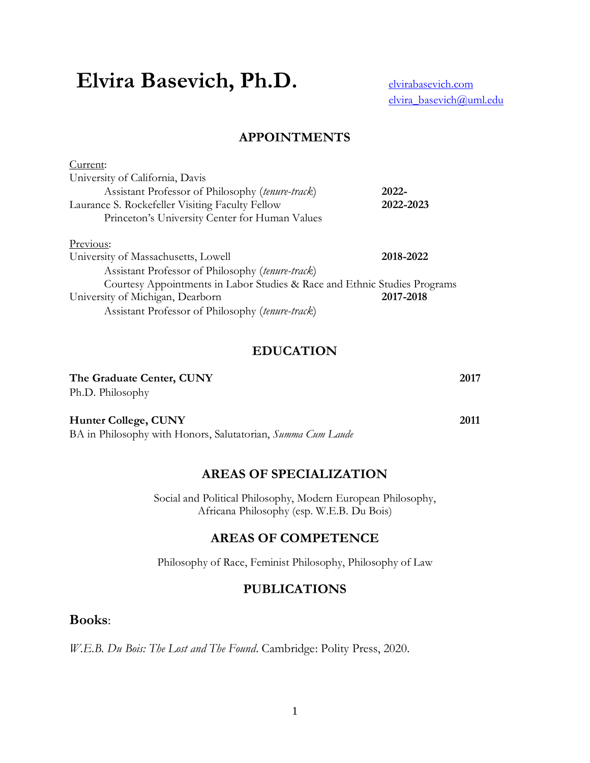# Elvira Basevich, Ph.D.

[elvirabasevich.com](elvirabasevich.com)
[elvira_basevich@uml.edu](mailto:elvira_basevich@uml.edu)

## APPOINTMENTS

Current:

University of California, Davis
    Assistant Professor of Philosophy (*tenure-track*) **2022-**
Laurance S. Rockefeller Visiting Faculty Fellow **2022-2023**
    Princeton's University Center for Human Values

Previous:

University of Massachusetts, Lowell **2018-2022**
    Assistant Professor of Philosophy (*tenure-track*)
    Courtesy Appointments in Labor Studies & Race and Ethnic Studies Programs
University of Michigan, Dearborn **2017-2018**
    Assistant Professor of Philosophy (*tenure-track*)

## EDUCATION

**The Graduate Center, CUNY** **2017**
Ph.D. Philosophy

**Hunter College, CUNY** **2011**
BA in Philosophy with Honors, Salutatorian, *Summa Cum Laude*

## AREAS OF SPECIALIZATION

Social and Political Philosophy, Modern European Philosophy,
Africana Philosophy (esp. W.E.B. Du Bois)

## AREAS OF COMPETENCE

Philosophy of Race, Feminist Philosophy, Philosophy of Law

## PUBLICATIONS

### Books:

*W.E.B. Du Bois: The Lost and The Found*. Cambridge: Polity Press, 2020.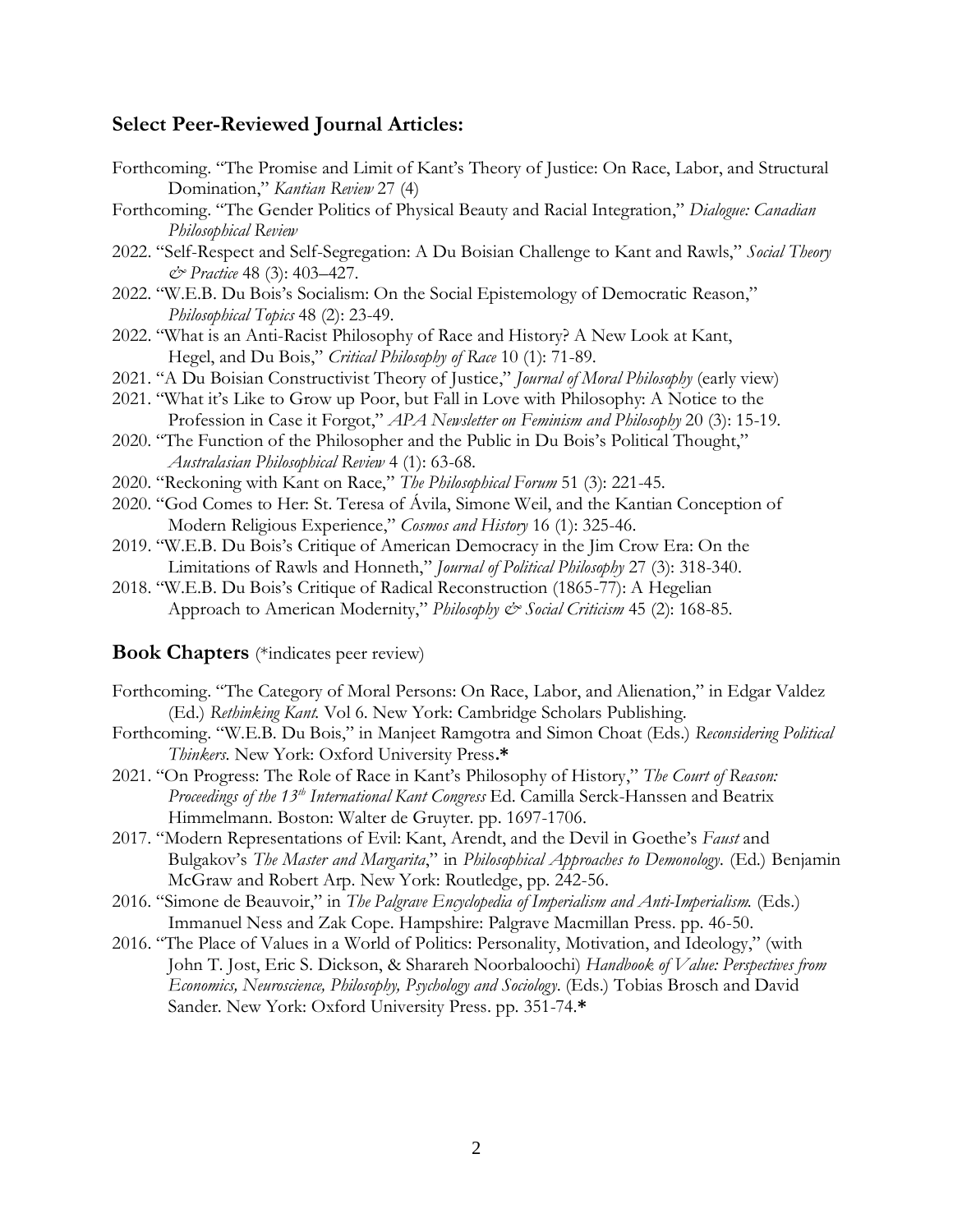## Select Peer-Reviewed Journal Articles:

Forthcoming. "The Promise and Limit of Kant's Theory of Justice: On Race, Labor, and Structural Domination," *Kantian Review* 27 (4)

Forthcoming. "The Gender Politics of Physical Beauty and Racial Integration," *Dialogue: Canadian Philosophical Review*

2022. "Self-Respect and Self-Segregation: A Du Boisian Challenge to Kant and Rawls," *Social Theory & Practice* 48 (3): 403–427.

2022. "W.E.B. Du Bois's Socialism: On the Social Epistemology of Democratic Reason," *Philosophical Topics* 48 (2): 23-49.

2022. "What is an Anti-Racist Philosophy of Race and History? A New Look at Kant, Hegel, and Du Bois," *Critical Philosophy of Race* 10 (1): 71-89.

2021. "A Du Boisian Constructivist Theory of Justice," *Journal of Moral Philosophy* (early view)

2021. "What it's Like to Grow up Poor, but Fall in Love with Philosophy: A Notice to the Profession in Case it Forgot," *APA Newsletter on Feminism and Philosophy* 20 (3): 15-19.

2020. "The Function of the Philosopher and the Public in Du Bois's Political Thought," *Australasian Philosophical Review* 4 (1): 63-68.

2020. "Reckoning with Kant on Race," *The Philosophical Forum* 51 (3): 221-45.

2020. "God Comes to Her: St. Teresa of Ávila, Simone Weil, and the Kantian Conception of Modern Religious Experience," *Cosmos and History* 16 (1): 325-46.

2019. "W.E.B. Du Bois's Critique of American Democracy in the Jim Crow Era: On the Limitations of Rawls and Honneth," *Journal of Political Philosophy* 27 (3): 318-340.

2018. "W.E.B. Du Bois's Critique of Radical Reconstruction (1865-77): A Hegelian Approach to American Modernity," *Philosophy & Social Criticism* 45 (2): 168-85.

## Book Chapters (*indicates peer review)

Forthcoming. "The Category of Moral Persons: On Race, Labor, and Alienation," in Edgar Valdez (Ed.) *Rethinking Kant*. Vol 6. New York: Cambridge Scholars Publishing.

Forthcoming. "W.E.B. Du Bois," in Manjeet Ramgotra and Simon Choat (Eds.) *Reconsidering Political Thinkers*. New York: Oxford University Press.**\***

2021. "On Progress: The Role of Race in Kant's Philosophy of History," *The Court of Reason: Proceedings of the 13th International Kant Congress* Ed. Camilla Serck-Hanssen and Beatrix Himmelmann. Boston: Walter de Gruyter. pp. 1697-1706.

2017. "Modern Representations of Evil: Kant, Arendt, and the Devil in Goethe's *Faust* and Bulgakov's *The Master and Margarita*," in *Philosophical Approaches to Demonology*. (Ed.) Benjamin McGraw and Robert Arp. New York: Routledge, pp. 242-56.

2016. "Simone de Beauvoir," in *The Palgrave Encyclopedia of Imperialism and Anti-Imperialism.* (Eds.) Immanuel Ness and Zak Cope. Hampshire: Palgrave Macmillan Press. pp. 46-50.

2016. "The Place of Values in a World of Politics: Personality, Motivation, and Ideology," (with John T. Jost, Eric S. Dickson, & Sharareh Noorbaloochi) *Handbook of Value: Perspectives from Economics, Neuroscience, Philosophy, Psychology and Sociology*. (Eds.) Tobias Brosch and David Sander. New York: Oxford University Press. pp. 351-74.**\***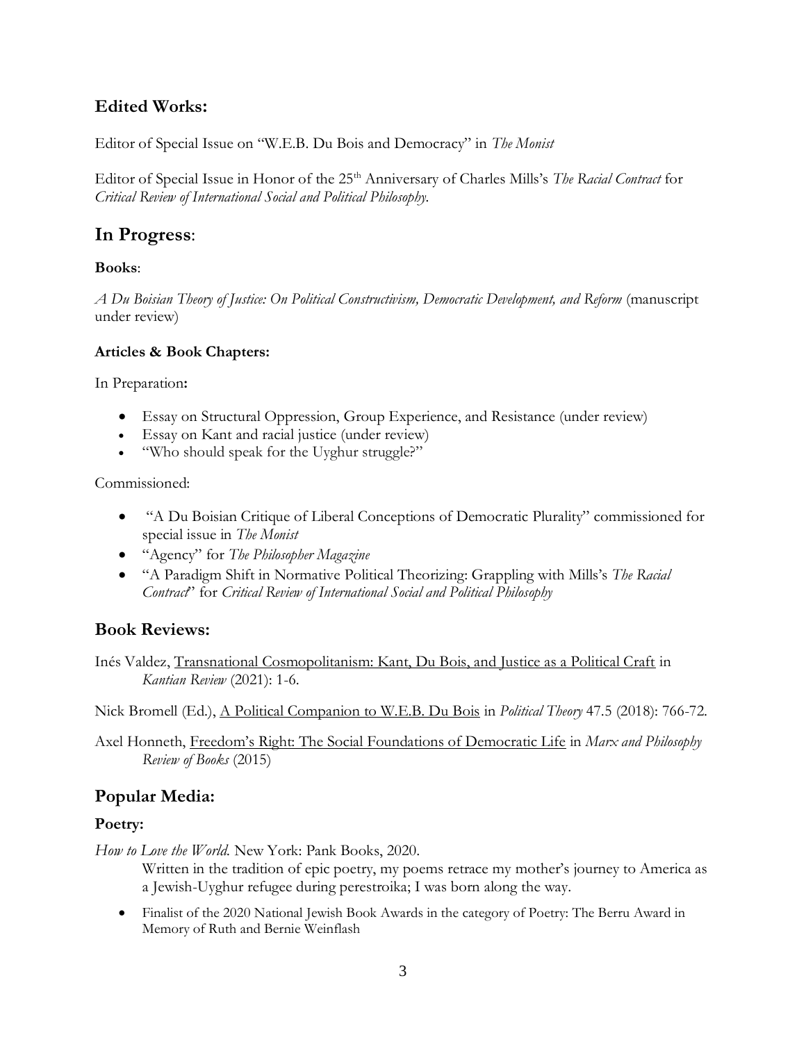## Edited Works:

Editor of Special Issue on "W.E.B. Du Bois and Democracy" in *The Monist*

Editor of Special Issue in Honor of the 25th Anniversary of Charles Mills's *The Racial Contract* for *Critical Review of International Social and Political Philosophy*.

# In Progress:

### Books:

*A Du Boisian Theory of Justice: On Political Constructivism, Democratic Development, and Reform* (manuscript under review)

### Articles & Book Chapters:

In Preparation**:**

- Essay on Structural Oppression, Group Experience, and Resistance (under review)
- Essay on Kant and racial justice (under review)
- "Who should speak for the Uyghur struggle?"

Commissioned:

- "A Du Boisian Critique of Liberal Conceptions of Democratic Plurality" commissioned for special issue in *The Monist*
- "Agency" for *The Philosopher Magazine*
- "A Paradigm Shift in Normative Political Theorizing: Grappling with Mills's *The Racial Contract*" for *Critical Review of International Social and Political Philosophy*

## Book Reviews:

Inés Valdez, Transnational Cosmopolitanism: Kant, Du Bois, and Justice as a Political Craft in *Kantian Review* (2021): 1-6.

Nick Bromell (Ed.), A Political Companion to W.E.B. Du Bois in *Political Theory* 47.5 (2018): 766-72.

Axel Honneth, Freedom's Right: The Social Foundations of Democratic Life in *Marx and Philosophy Review of Books* (2015)

## Popular Media:

### Poetry:

*How to Love the World*. New York: Pank Books, 2020.

Written in the tradition of epic poetry, my poems retrace my mother's journey to America as a Jewish-Uyghur refugee during perestroika; I was born along the way.

- Finalist of the 2020 National Jewish Book Awards in the category of Poetry: The Berru Award in Memory of Ruth and Bernie Weinflash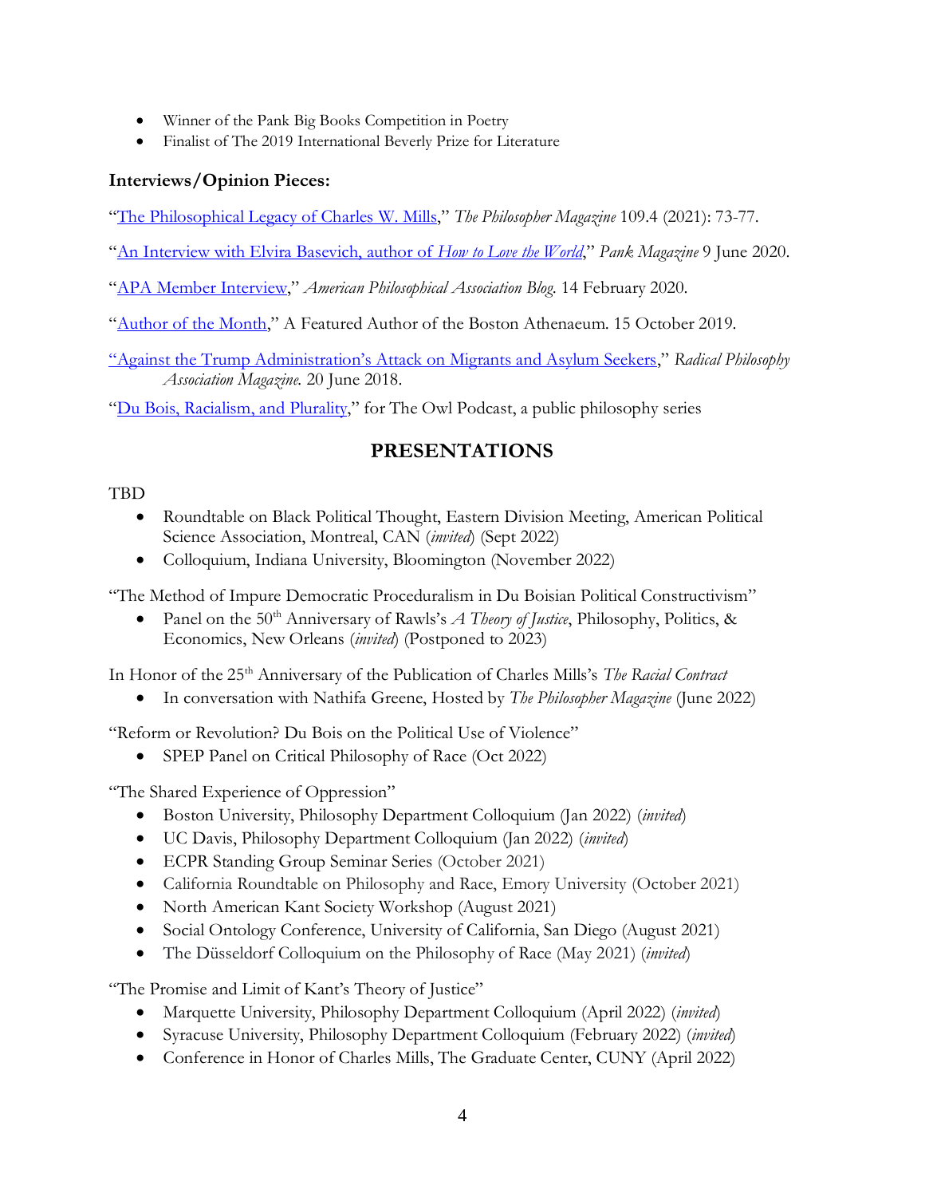- Winner of the Pank Big Books Competition in Poetry
- Finalist of The 2019 International Beverly Prize for Literature

**Interviews/Opinion Pieces:**

"The Philosophical Legacy of Charles W. Mills," *The Philosopher Magazine* 109.4 (2021): 73-77.

"An Interview with Elvira Basevich, author of *How to Love the World*," *Pank Magazine* 9 June 2020.

"APA Member Interview," *American Philosophical Association Blog*. 14 February 2020.

"Author of the Month," A Featured Author of the Boston Athenaeum. 15 October 2019.

"Against the Trump Administration's Attack on Migrants and Asylum Seekers," *Radical Philosophy Association Magazine*. 20 June 2018.

"Du Bois, Racialism, and Plurality," for The Owl Podcast, a public philosophy series

## PRESENTATIONS

TBD

- Roundtable on Black Political Thought, Eastern Division Meeting, American Political Science Association, Montreal, CAN (*invited*) (Sept 2022)
- Colloquium, Indiana University, Bloomington (November 2022)

"The Method of Impure Democratic Proceduralism in Du Boisian Political Constructivism"

- Panel on the 50th Anniversary of Rawls's *A Theory of Justice*, Philosophy, Politics, & Economics, New Orleans (*invited*) (Postponed to 2023)

In Honor of the 25th Anniversary of the Publication of Charles Mills's *The Racial Contract*

- In conversation with Nathifa Greene, Hosted by *The Philosopher Magazine* (June 2022)

"Reform or Revolution? Du Bois on the Political Use of Violence"

- SPEP Panel on Critical Philosophy of Race (Oct 2022)

"The Shared Experience of Oppression"

- Boston University, Philosophy Department Colloquium (Jan 2022) (*invited*)
- UC Davis, Philosophy Department Colloquium (Jan 2022) (*invited*)
- ECPR Standing Group Seminar Series (October 2021)
- California Roundtable on Philosophy and Race, Emory University (October 2021)
- North American Kant Society Workshop (August 2021)
- Social Ontology Conference, University of California, San Diego (August 2021)
- The Düsseldorf Colloquium on the Philosophy of Race (May 2021) (*invited*)

"The Promise and Limit of Kant's Theory of Justice"

- Marquette University, Philosophy Department Colloquium (April 2022) (*invited*)
- Syracuse University, Philosophy Department Colloquium (February 2022) (*invited*)
- Conference in Honor of Charles Mills, The Graduate Center, CUNY (April 2022)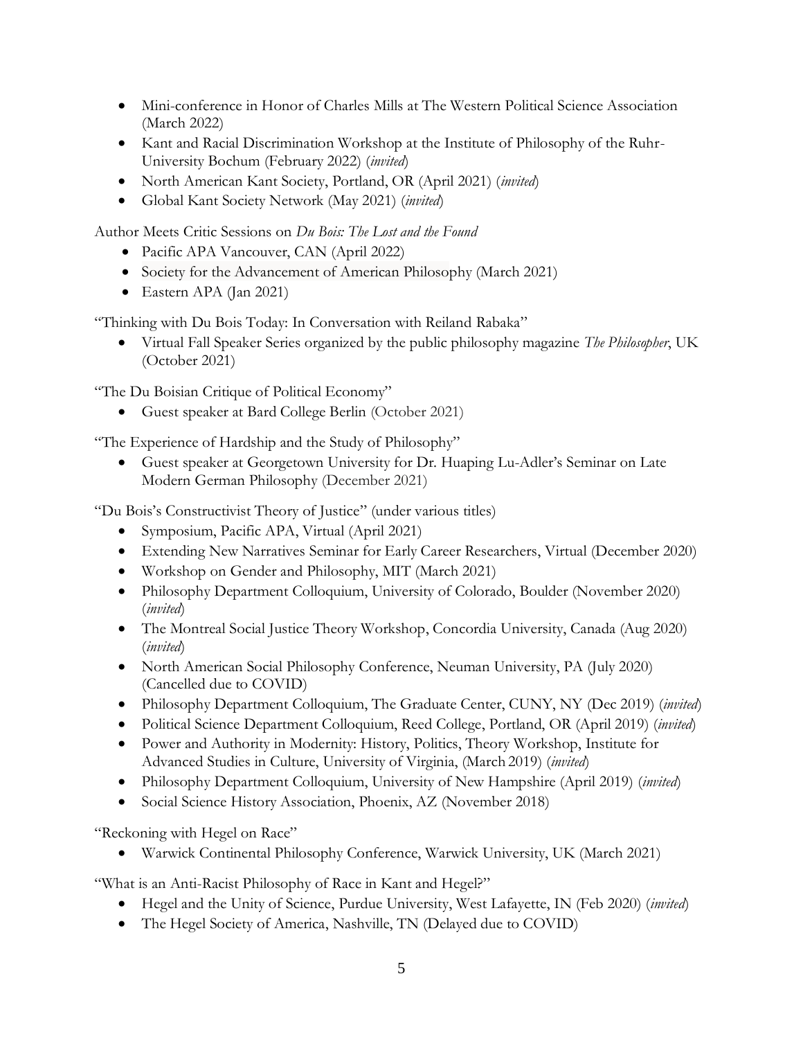- Mini-conference in Honor of Charles Mills at The Western Political Science Association (March 2022)
- Kant and Racial Discrimination Workshop at the Institute of Philosophy of the Ruhr-University Bochum (February 2022) (*invited*)
- North American Kant Society, Portland, OR (April 2021) (*invited*)
- Global Kant Society Network (May 2021) (*invited*)

Author Meets Critic Sessions on *Du Bois: The Lost and the Found*

- Pacific APA Vancouver, CAN (April 2022)
- Society for the Advancement of American Philosophy (March 2021)
- Eastern APA (Jan 2021)

"Thinking with Du Bois Today: In Conversation with Reiland Rabaka"

- Virtual Fall Speaker Series organized by the public philosophy magazine *The Philosopher*, UK (October 2021)

"The Du Boisian Critique of Political Economy"

- Guest speaker at Bard College Berlin (October 2021)

"The Experience of Hardship and the Study of Philosophy"

- Guest speaker at Georgetown University for Dr. Huaping Lu-Adler's Seminar on Late Modern German Philosophy (December 2021)

"Du Bois's Constructivist Theory of Justice" (under various titles)

- Symposium, Pacific APA, Virtual (April 2021)
- Extending New Narratives Seminar for Early Career Researchers, Virtual (December 2020)
- Workshop on Gender and Philosophy, MIT (March 2021)
- Philosophy Department Colloquium, University of Colorado, Boulder (November 2020) (*invited*)
- The Montreal Social Justice Theory Workshop, Concordia University, Canada (Aug 2020) (*invited*)
- North American Social Philosophy Conference, Neuman University, PA (July 2020) (Cancelled due to COVID)
- Philosophy Department Colloquium, The Graduate Center, CUNY, NY (Dec 2019) (*invited*)
- Political Science Department Colloquium, Reed College, Portland, OR (April 2019) (*invited*)
- Power and Authority in Modernity: History, Politics, Theory Workshop, Institute for Advanced Studies in Culture, University of Virginia, (March 2019) (*invited*)
- Philosophy Department Colloquium, University of New Hampshire (April 2019) (*invited*)
- Social Science History Association, Phoenix, AZ (November 2018)

"Reckoning with Hegel on Race"

- Warwick Continental Philosophy Conference, Warwick University, UK (March 2021)

"What is an Anti-Racist Philosophy of Race in Kant and Hegel?"

- Hegel and the Unity of Science, Purdue University, West Lafayette, IN (Feb 2020) (*invited*)
- The Hegel Society of America, Nashville, TN (Delayed due to COVID)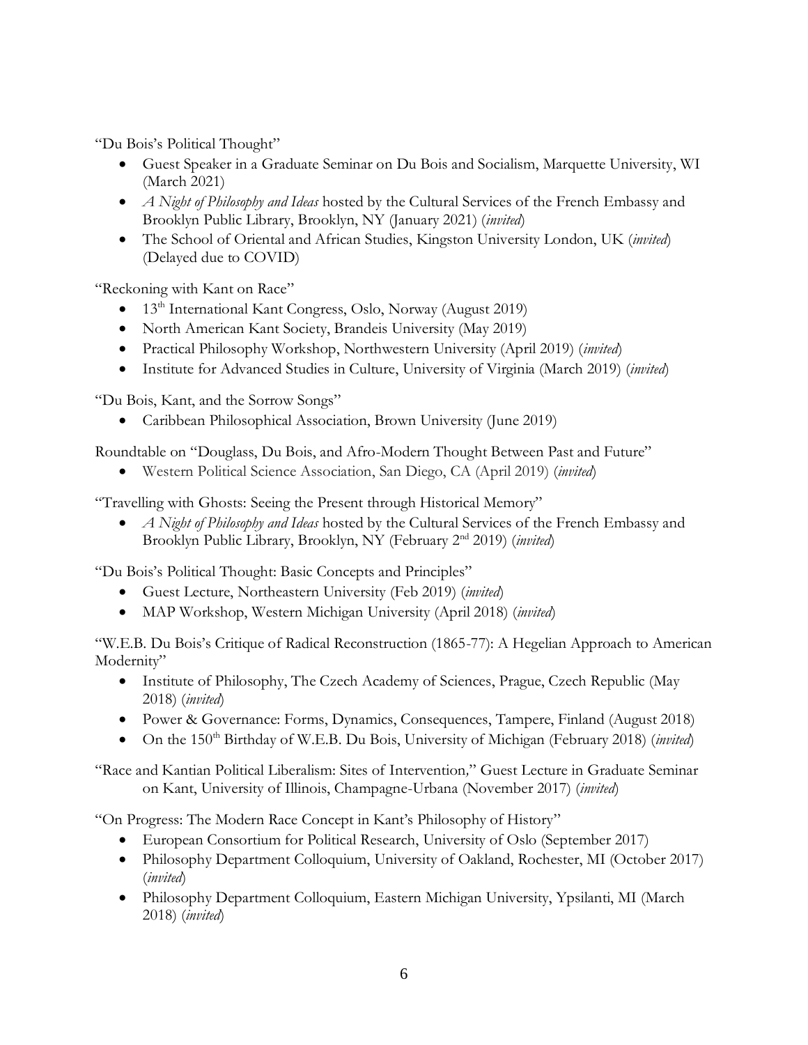"Du Bois's Political Thought"

- Guest Speaker in a Graduate Seminar on Du Bois and Socialism, Marquette University, WI (March 2021)
- *A Night of Philosophy and Ideas* hosted by the Cultural Services of the French Embassy and Brooklyn Public Library, Brooklyn, NY (January 2021) (*invited*)
- The School of Oriental and African Studies, Kingston University London, UK (*invited*) (Delayed due to COVID)

"Reckoning with Kant on Race"

- 13th International Kant Congress, Oslo, Norway (August 2019)
- North American Kant Society, Brandeis University (May 2019)
- Practical Philosophy Workshop, Northwestern University (April 2019) (*invited*)
- Institute for Advanced Studies in Culture, University of Virginia (March 2019) (*invited*)

"Du Bois, Kant, and the Sorrow Songs"

- Caribbean Philosophical Association, Brown University (June 2019)

Roundtable on "Douglass, Du Bois, and Afro-Modern Thought Between Past and Future"

- Western Political Science Association, San Diego, CA (April 2019) (*invited*)

"Travelling with Ghosts: Seeing the Present through Historical Memory"

- *A Night of Philosophy and Ideas* hosted by the Cultural Services of the French Embassy and Brooklyn Public Library, Brooklyn, NY (February 2nd 2019) (*invited*)

"Du Bois's Political Thought: Basic Concepts and Principles"

- Guest Lecture, Northeastern University (Feb 2019) (*invited*)
- MAP Workshop, Western Michigan University (April 2018) (*invited*)

"W.E.B. Du Bois's Critique of Radical Reconstruction (1865-77): A Hegelian Approach to American Modernity"

- Institute of Philosophy, The Czech Academy of Sciences, Prague, Czech Republic (May 2018) (*invited*)
- Power & Governance: Forms, Dynamics, Consequences, Tampere, Finland (August 2018)
- On the 150th Birthday of W.E.B. Du Bois, University of Michigan (February 2018) (*invited*)

"Race and Kantian Political Liberalism: Sites of Intervention," Guest Lecture in Graduate Seminar on Kant, University of Illinois, Champagne-Urbana (November 2017) (*invited*)

"On Progress: The Modern Race Concept in Kant's Philosophy of History"

- European Consortium for Political Research, University of Oslo (September 2017)
- Philosophy Department Colloquium, University of Oakland, Rochester, MI (October 2017) (*invited*)
- Philosophy Department Colloquium, Eastern Michigan University, Ypsilanti, MI (March 2018) (*invited*)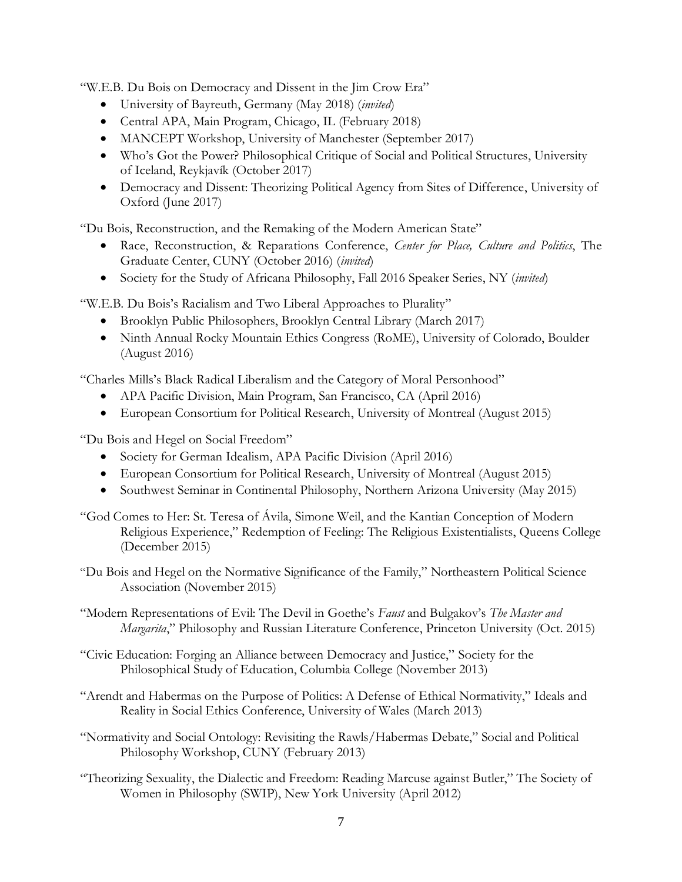"W.E.B. Du Bois on Democracy and Dissent in the Jim Crow Era"

- University of Bayreuth, Germany (May 2018) (*invited*)
- Central APA, Main Program, Chicago, IL (February 2018)
- MANCEPT Workshop, University of Manchester (September 2017)
- Who's Got the Power? Philosophical Critique of Social and Political Structures, University of Iceland, Reykjavík (October 2017)
- Democracy and Dissent: Theorizing Political Agency from Sites of Difference, University of Oxford (June 2017)

"Du Bois, Reconstruction, and the Remaking of the Modern American State"

- Race, Reconstruction, & Reparations Conference, *Center for Place, Culture and Politics*, The Graduate Center, CUNY (October 2016) (*invited*)
- Society for the Study of Africana Philosophy, Fall 2016 Speaker Series, NY (*invited*)

"W.E.B. Du Bois's Racialism and Two Liberal Approaches to Plurality"

- Brooklyn Public Philosophers, Brooklyn Central Library (March 2017)
- Ninth Annual Rocky Mountain Ethics Congress (RoME), University of Colorado, Boulder (August 2016)

"Charles Mills's Black Radical Liberalism and the Category of Moral Personhood"

- APA Pacific Division, Main Program, San Francisco, CA (April 2016)
- European Consortium for Political Research, University of Montreal (August 2015)

"Du Bois and Hegel on Social Freedom"

- Society for German Idealism, APA Pacific Division (April 2016)
- European Consortium for Political Research, University of Montreal (August 2015)
- Southwest Seminar in Continental Philosophy, Northern Arizona University (May 2015)

"God Comes to Her: St. Teresa of Ávila, Simone Weil, and the Kantian Conception of Modern Religious Experience," Redemption of Feeling: The Religious Existentialists, Queens College (December 2015)

"Du Bois and Hegel on the Normative Significance of the Family," Northeastern Political Science Association (November 2015)

"Modern Representations of Evil: The Devil in Goethe's *Faust* and Bulgakov's *The Master and Margarita*," Philosophy and Russian Literature Conference, Princeton University (Oct. 2015)

"Civic Education: Forging an Alliance between Democracy and Justice," Society for the Philosophical Study of Education, Columbia College (November 2013)

"Arendt and Habermas on the Purpose of Politics: A Defense of Ethical Normativity," Ideals and Reality in Social Ethics Conference, University of Wales (March 2013)

"Normativity and Social Ontology: Revisiting the Rawls/Habermas Debate," Social and Political Philosophy Workshop, CUNY (February 2013)

"Theorizing Sexuality, the Dialectic and Freedom: Reading Marcuse against Butler," The Society of Women in Philosophy (SWIP), New York University (April 2012)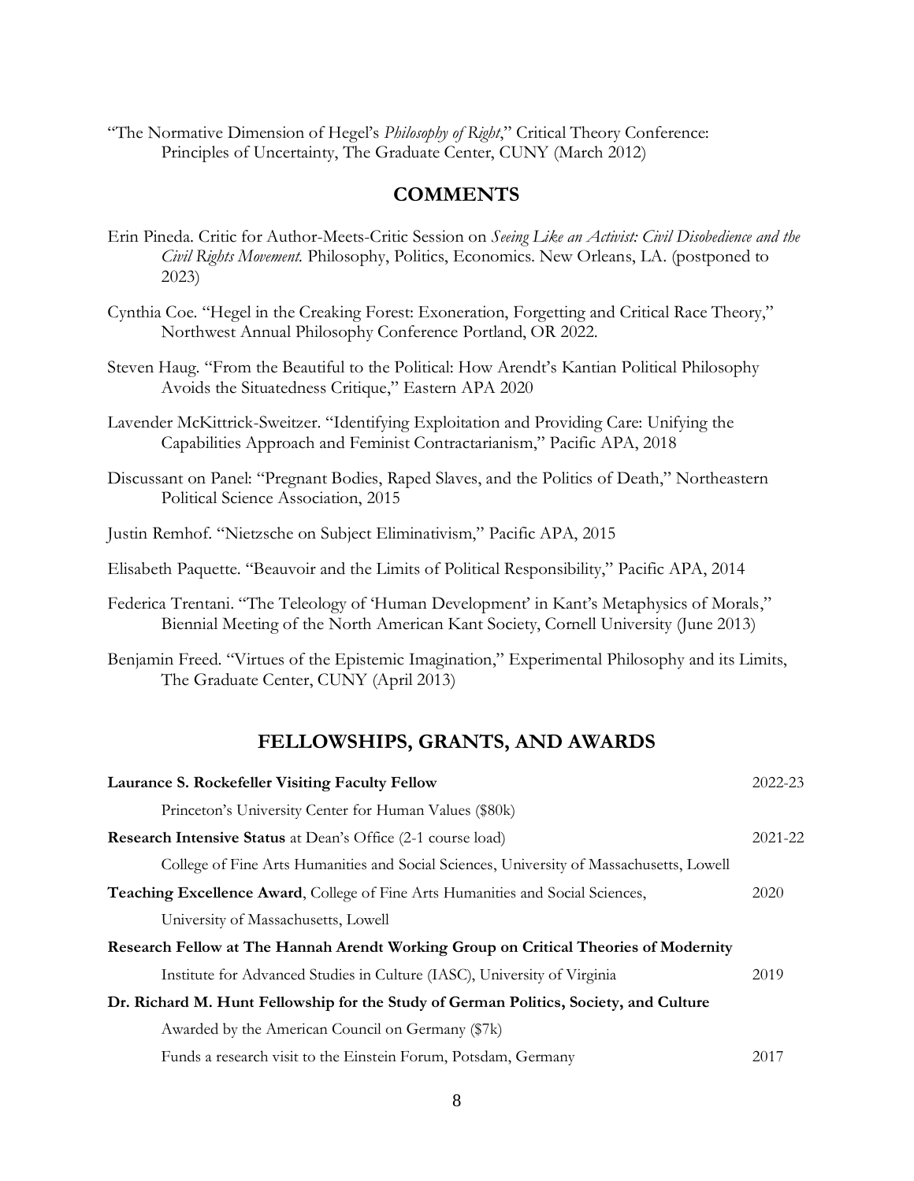"The Normative Dimension of Hegel's *Philosophy of Right*," Critical Theory Conference: Principles of Uncertainty, The Graduate Center, CUNY (March 2012)

## COMMENTS

Erin Pineda. Critic for Author-Meets-Critic Session on *Seeing Like an Activist: Civil Disobedience and the Civil Rights Movement.* Philosophy, Politics, Economics. New Orleans, LA. (postponed to 2023)

Cynthia Coe. "Hegel in the Creaking Forest: Exoneration, Forgetting and Critical Race Theory," Northwest Annual Philosophy Conference Portland, OR 2022.

Steven Haug. "From the Beautiful to the Political: How Arendt's Kantian Political Philosophy Avoids the Situatedness Critique," Eastern APA 2020

Lavender McKittrick-Sweitzer. "Identifying Exploitation and Providing Care: Unifying the Capabilities Approach and Feminist Contractarianism," Pacific APA, 2018

Discussant on Panel: "Pregnant Bodies, Raped Slaves, and the Politics of Death," Northeastern Political Science Association, 2015

Justin Remhof. "Nietzsche on Subject Eliminativism," Pacific APA, 2015

Elisabeth Paquette. "Beauvoir and the Limits of Political Responsibility," Pacific APA, 2014

Federica Trentani. "The Teleology of 'Human Development' in Kant's Metaphysics of Morals," Biennial Meeting of the North American Kant Society, Cornell University (June 2013)

Benjamin Freed. "Virtues of the Epistemic Imagination," Experimental Philosophy and its Limits, The Graduate Center, CUNY (April 2013)

## FELLOWSHIPS, GRANTS, AND AWARDS

**Laurance S. Rockefeller Visiting Faculty Fellow** — 2022-23
Princeton's University Center for Human Values ($80k)

**Research Intensive Status** at Dean's Office (2-1 course load) — 2021-22
College of Fine Arts Humanities and Social Sciences, University of Massachusetts, Lowell

**Teaching Excellence Award**, College of Fine Arts Humanities and Social Sciences, University of Massachusetts, Lowell — 2020

**Research Fellow at The Hannah Arendt Working Group on Critical Theories of Modernity**
Institute for Advanced Studies in Culture (IASC), University of Virginia — 2019

**Dr. Richard M. Hunt Fellowship for the Study of German Politics, Society, and Culture**
Awarded by the American Council on Germany ($7k)
Funds a research visit to the Einstein Forum, Potsdam, Germany — 2017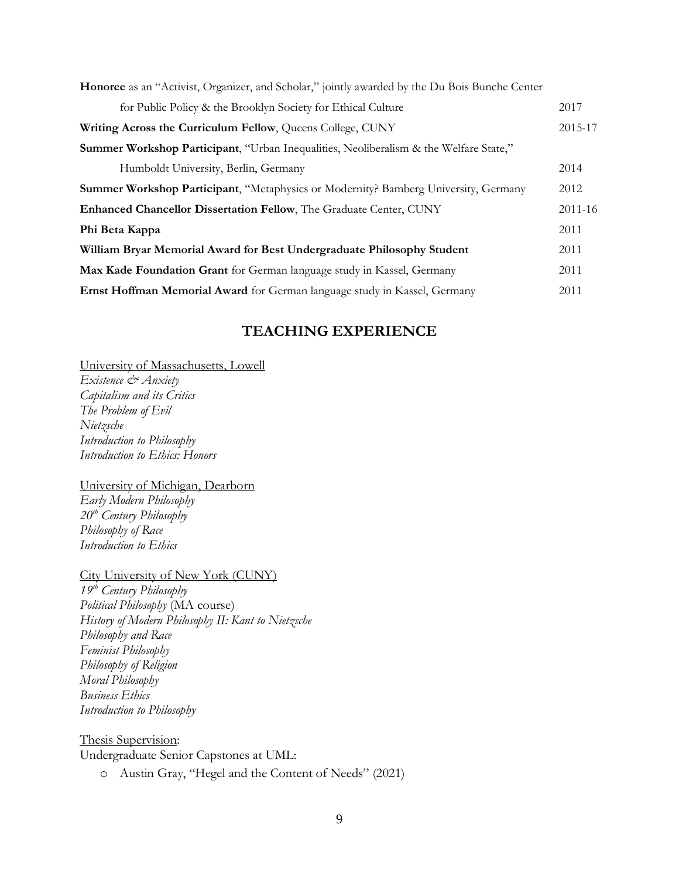**Honoree** as an "Activist, Organizer, and Scholar," jointly awarded by the Du Bois Bunche Center for Public Policy & the Brooklyn Society for Ethical Culture — 2017

**Writing Across the Curriculum Fellow**, Queens College, CUNY — 2015-17

**Summer Workshop Participant**, "Urban Inequalities, Neoliberalism & the Welfare State," Humboldt University, Berlin, Germany — 2014

**Summer Workshop Participant**, "Metaphysics or Modernity? Bamberg University, Germany — 2012

**Enhanced Chancellor Dissertation Fellow**, The Graduate Center, CUNY — 2011-16

**Phi Beta Kappa** — 2011

**William Bryar Memorial Award for Best Undergraduate Philosophy Student** — 2011

**Max Kade Foundation Grant** for German language study in Kassel, Germany — 2011

**Ernst Hoffman Memorial Award** for German language study in Kassel, Germany — 2011

## TEACHING EXPERIENCE

University of Massachusetts, Lowell
*Existence & Anxiety*
*Capitalism and its Critics*
*The Problem of Evil*
*Nietzsche*
*Introduction to Philosophy*
*Introduction to Ethics: Honors*

University of Michigan, Dearborn
*Early Modern Philosophy*
*20th Century Philosophy*
*Philosophy of Race*
*Introduction to Ethics*

City University of New York (CUNY)
*19th Century Philosophy*
*Political Philosophy* (MA course)
*History of Modern Philosophy II: Kant to Nietzsche*
*Philosophy and Race*
*Feminist Philosophy*
*Philosophy of Religion*
*Moral Philosophy*
*Business Ethics*
*Introduction to Philosophy*

Thesis Supervision:
Undergraduate Senior Capstones at UML:

- Austin Gray, "Hegel and the Content of Needs" (2021)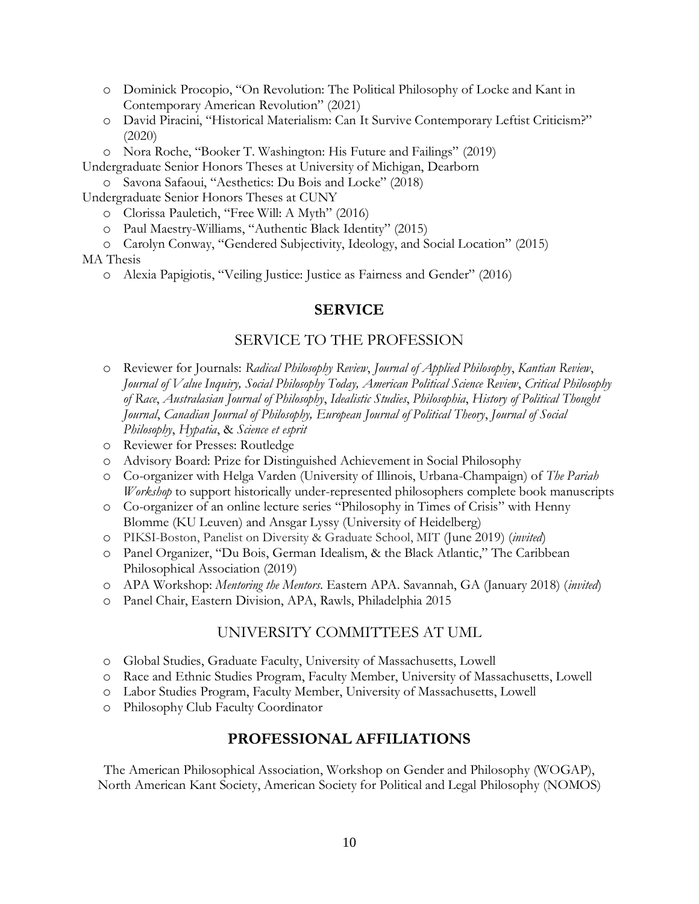- Dominick Procopio, "On Revolution: The Political Philosophy of Locke and Kant in Contemporary American Revolution" (2021)
- David Piracini, "Historical Materialism: Can It Survive Contemporary Leftist Criticism?" (2020)
- Nora Roche, "Booker T. Washington: His Future and Failings" (2019)

Undergraduate Senior Honors Theses at University of Michigan, Dearborn

- Savona Safaoui, "Aesthetics: Du Bois and Locke" (2018)

Undergraduate Senior Honors Theses at CUNY

- Clorissa Pauletich, "Free Will: A Myth" (2016)
- Paul Maestry-Williams, "Authentic Black Identity" (2015)
- Carolyn Conway, "Gendered Subjectivity, Ideology, and Social Location" (2015)

MA Thesis

- Alexia Papigiotis, "Veiling Justice: Justice as Fairness and Gender" (2016)

## SERVICE

### SERVICE TO THE PROFESSION

- Reviewer for Journals: *Radical Philosophy Review*, *Journal of Applied Philosophy*, *Kantian Review*, *Journal of Value Inquiry, Social Philosophy Today, American Political Science Review*, *Critical Philosophy of Race*, *Australasian Journal of Philosophy*, *Idealistic Studies*, *Philosophia*, *History of Political Thought Journal*, *Canadian Journal of Philosophy, European Journal of Political Theory*, *Journal of Social Philosophy*, *Hypatia*, & *Science et esprit*
- Reviewer for Presses: Routledge
- Advisory Board: Prize for Distinguished Achievement in Social Philosophy
- Co-organizer with Helga Varden (University of Illinois, Urbana-Champaign) of *The Pariah Workshop* to support historically under-represented philosophers complete book manuscripts
- Co-organizer of an online lecture series "Philosophy in Times of Crisis" with Henny Blomme (KU Leuven) and Ansgar Lyssy (University of Heidelberg)
- PIKSI-Boston, Panelist on Diversity & Graduate School, MIT (June 2019) (*invited*)
- Panel Organizer, "Du Bois, German Idealism, & the Black Atlantic," The Caribbean Philosophical Association (2019)
- APA Workshop: *Mentoring the Mentors*. Eastern APA. Savannah, GA (January 2018) (*invited*)
- Panel Chair, Eastern Division, APA, Rawls, Philadelphia 2015

### UNIVERSITY COMMITTEES AT UML

- Global Studies, Graduate Faculty, University of Massachusetts, Lowell
- Race and Ethnic Studies Program, Faculty Member, University of Massachusetts, Lowell
- Labor Studies Program, Faculty Member, University of Massachusetts, Lowell
- Philosophy Club Faculty Coordinator

## PROFESSIONAL AFFILIATIONS

The American Philosophical Association, Workshop on Gender and Philosophy (WOGAP), North American Kant Society, American Society for Political and Legal Philosophy (NOMOS)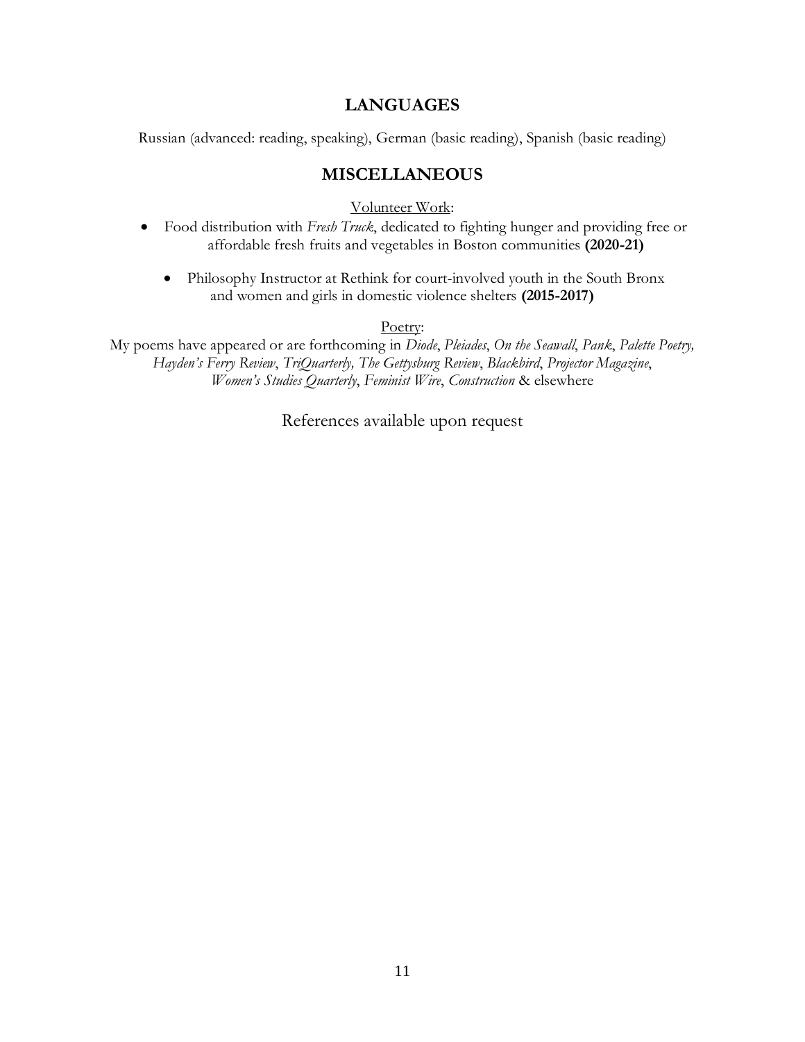## LANGUAGES

Russian (advanced: reading, speaking), German (basic reading), Spanish (basic reading)

## MISCELLANEOUS

Volunteer Work:

- Food distribution with *Fresh Truck*, dedicated to fighting hunger and providing free or affordable fresh fruits and vegetables in Boston communities **(2020-21)**
- Philosophy Instructor at Rethink for court-involved youth in the South Bronx and women and girls in domestic violence shelters **(2015-2017)**

Poetry:

My poems have appeared or are forthcoming in *Diode*, *Pleiades*, *On the Seawall*, *Pank*, *Palette Poetry, Hayden's Ferry Review*, *TriQuarterly, The Gettysburg Review*, *Blackbird*, *Projector Magazine*, *Women's Studies Quarterly*, *Feminist Wire*, *Construction* & elsewhere

References available upon request